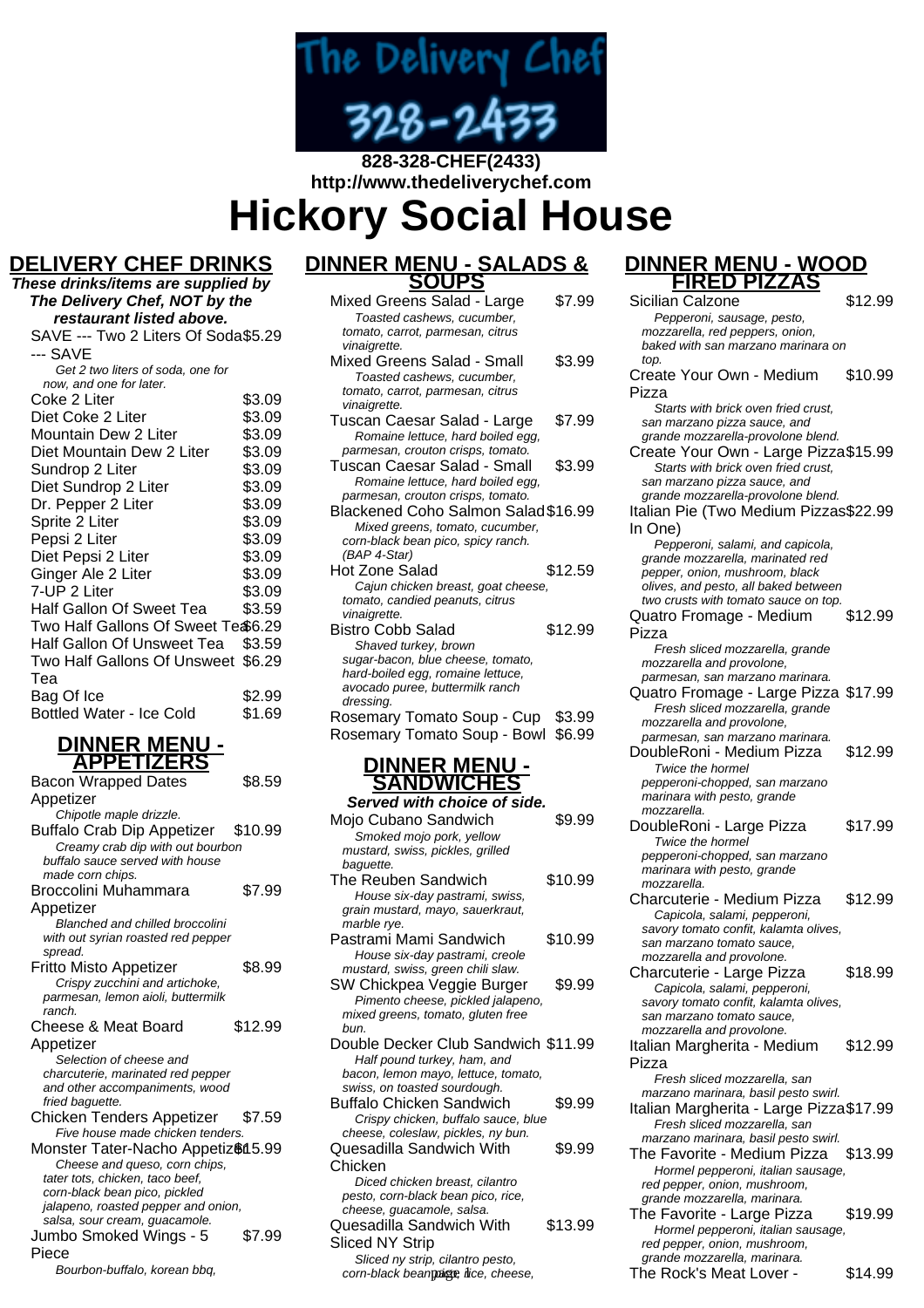The Delivery Chef 328-2433

**828-328-CHEF(2433)**
**http://www.thedeliverychef.com**

# Hickory Social House

## DELIVERY CHEF DRINKS

**These drinks/items are supplied by The Delivery Chef, NOT by the restaurant listed above.**

SAVE --- Two 2 Liters Of Soda --- SAVE $5.29
*Get 2 two liters of soda, one for now, and one for later.*

Coke 2 Liter $3.09

Diet Coke 2 Liter $3.09

Mountain Dew 2 Liter $3.09

Diet Mountain Dew 2 Liter $3.09

Sundrop 2 Liter $3.09

Diet Sundrop 2 Liter $3.09

Dr. Pepper 2 Liter $3.09

Sprite 2 Liter $3.09

Pepsi 2 Liter $3.09

Diet Pepsi 2 Liter $3.09

Ginger Ale 2 Liter $3.09

7-UP 2 Liter $3.09

Half Gallon Of Sweet Tea $3.59

Two Half Gallons Of Sweet Tea $6.29

Half Gallon Of Unsweet Tea $3.59

Two Half Gallons Of Unsweet Tea $6.29

Bag Of Ice $2.99

Bottled Water - Ice Cold $1.69

## DINNER MENU - APPETIZERS

Bacon Wrapped Dates Appetizer $8.59
*Chipotle maple drizzle.*

Buffalo Crab Dip Appetizer $10.99
*Creamy crab dip with out bourbon buffalo sauce served with house made corn chips.*

Broccolini Muhammara Appetizer $7.99
*Blanched and chilled broccolini with out syrian roasted red pepper spread.*

Fritto Misto Appetizer $8.99
*Crispy zucchini and artichoke, parmesan, lemon aioli, buttermilk ranch.*

Cheese & Meat Board Appetizer $12.99
*Selection of cheese and charcuterie, marinated red pepper and other accompaniments, wood fried baguette.*

Chicken Tenders Appetizer $7.59
*Five house made chicken tenders.*

Monster Tater-Nacho Appetizer $15.99
*Cheese and queso, corn chips, tater tots, chicken, taco beef, corn-black bean pico, pickled jalapeno, roasted pepper and onion, salsa, sour cream, guacamole.*

Jumbo Smoked Wings - 5 Piece $7.99
*Bourbon-buffalo, korean bbq,*

## DINNER MENU - SALADS & SOUPS

Mixed Greens Salad - Large $7.99
*Toasted cashews, cucumber, tomato, carrot, parmesan, citrus vinaigrette.*

Mixed Greens Salad - Small $3.99
*Toasted cashews, cucumber, tomato, carrot, parmesan, citrus vinaigrette.*

Tuscan Caesar Salad - Large $7.99
*Romaine lettuce, hard boiled egg, parmesan, crouton crisps, tomato.*

Tuscan Caesar Salad - Small $3.99
*Romaine lettuce, hard boiled egg, parmesan, crouton crisps, tomato.*

Blackened Coho Salmon Salad $16.99
*Mixed greens, tomato, cucumber, corn-black bean pico, spicy ranch. (BAP 4-Star)*

Hot Zone Salad $12.59
*Cajun chicken breast, goat cheese, tomato, candied peanuts, citrus vinaigrette.*

Bistro Cobb Salad $12.99
*Shaved turkey, brown sugar-bacon, blue cheese, tomato, hard-boiled egg, romaine lettuce, avocado puree, buttermilk ranch dressing.*

Rosemary Tomato Soup - Cup $3.99

Rosemary Tomato Soup - Bowl $6.99

## DINNER MENU - SANDWICHES

**Served with choice of side.**

Mojo Cubano Sandwich $9.99
*Smoked mojo pork, yellow mustard, swiss, pickles, grilled baguette.*

The Reuben Sandwich $10.99
*House six-day pastrami, swiss, grain mustard, mayo, sauerkraut, marble rye.*

Pastrami Mami Sandwich $10.99
*House six-day pastrami, creole mustard, swiss, green chili slaw.*

SW Chickpea Veggie Burger $9.99
*Pimento cheese, pickled jalapeno, mixed greens, tomato, gluten free bun.*

Double Decker Club Sandwich $11.99
*Half pound turkey, ham, and bacon, lemon mayo, lettuce, tomato, swiss, on toasted sourdough.*

Buffalo Chicken Sandwich $9.99
*Crispy chicken, buffalo sauce, blue cheese, coleslaw, pickles, ny bun.*

Quesadilla Sandwich With Chicken $9.99
*Diced chicken breast, cilantro pesto, corn-black bean pico, rice, cheese, guacamole, salsa.*

Quesadilla Sandwich With Sliced NY Strip $13.99
*Sliced ny strip, cilantro pesto, corn-black bean pico, rice, cheese,*

## DINNER MENU - WOOD FIRED PIZZAS

Sicilian Calzone $12.99
*Pepperoni, sausage, pesto, mozzarella, red peppers, onion, baked with san marzano marinara on top.*

Create Your Own - Medium Pizza $10.99
*Starts with brick oven fried crust, san marzano pizza sauce, and grande mozzarella-provolone blend.*

Create Your Own - Large Pizza $15.99
*Starts with brick oven fried crust, san marzano pizza sauce, and grande mozzarella-provolone blend.*

Italian Pie (Two Medium Pizzas In One) $22.99
*Pepperoni, salami, and capicola, grande mozzarella, marinated red pepper, onion, mushroom, black olives, and pesto, all baked between two crusts with tomato sauce on top.*

Quatro Fromage - Medium Pizza $12.99
*Fresh sliced mozzarella, grande mozzarella and provolone, parmesan, san marzano marinara.*

Quatro Fromage - Large Pizza $17.99
*Fresh sliced mozzarella, grande mozzarella and provolone, parmesan, san marzano marinara.*

DoubleRoni - Medium Pizza $12.99
*Twice the hormel pepperoni-chopped, san marzano marinara with pesto, grande mozzarella.*

DoubleRoni - Large Pizza $17.99
*Twice the hormel pepperoni-chopped, san marzano marinara with pesto, grande mozzarella.*

Charcuterie - Medium Pizza $12.99
*Capicola, salami, pepperoni, savory tomato confit, kalamta olives, san marzano tomato sauce, mozzarella and provolone.*

Charcuterie - Large Pizza $18.99
*Capicola, salami, pepperoni, savory tomato confit, kalamta olives, san marzano tomato sauce, mozzarella and provolone.*

Italian Margherita - Medium Pizza $12.99
*Fresh sliced mozzarella, san marzano marinara, basil pesto swirl.*

Italian Margherita - Large Pizza $17.99
*Fresh sliced mozzarella, san marzano marinara, basil pesto swirl.*

The Favorite - Medium Pizza $13.99
*Hormel pepperoni, italian sausage, red pepper, onion, mushroom, grande mozzarella, marinara.*

The Favorite - Large Pizza $19.99
*Hormel pepperoni, italian sausage, red pepper, onion, mushroom, grande mozzarella, marinara.*

The Rock's Meat Lover - $14.99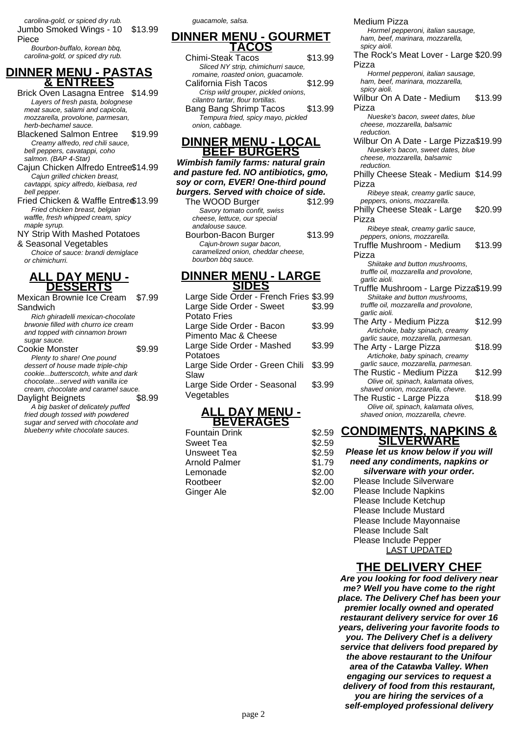carolina-gold, or spiced dry rub.

Jumbo Smoked Wings - 10 Piece $13.99

*Bourbon-buffalo, korean bbq, carolina-gold, or spiced dry rub.*

## DINNER MENU - PASTAS & ENTREES

Brick Oven Lasagna Entree $14.99
*Layers of fresh pasta, bolognese meat sauce, salami and capicola, mozzarella, provolone, parmesan, herb-bechamel sauce.*

Blackened Salmon Entree $19.99
*Creamy alfredo, red chili sauce, bell peppers, cavatappi, coho salmon. (BAP 4-Star)*

Cajun Chicken Alfredo Entree $14.99
*Cajun grilled chicken breast, cavtappi, spicy alfredo, kielbasa, red bell pepper.*

Fried Chicken & Waffle Entree $13.99
*Fried chicken breast, belgian waffle, fresh whipped cream, spicy maple syrup.*

NY Strip With Mashed Potatoes & Seasonal Vegetables
*Choice of sauce: brandi demiglace or chimichurri.*

## ALL DAY MENU - DESSERTS

Mexican Brownie Ice Cream Sandwich $7.99
*Rich ghiradelli mexican-chocolate brwonie filled with churro ice cream and topped with cinnamon brown sugar sauce.*

Cookie Monster $9.99
*Plenty to share! One pound dessert of house made triple-chip cookie...butterscotch, white and dark chocolate...served with vanilla ice cream, chocolate and caramel sauce.*

Daylight Beignets $8.99
*A big basket of delicately puffed fried dough tossed with powdered sugar and served with chocolate and blueberry white chocolate sauces.*

*guacamole, salsa.*

## DINNER MENU - GOURMET TACOS

Chimi-Steak Tacos $13.99
*Sliced NY strip, chimichurri sauce, romaine, roasted onion, guacamole.*

California Fish Tacos $12.99
*Crisp wild grouper, pickled onions, cilantro tartar, flour tortillas.*

Bang Bang Shrimp Tacos $13.99
*Tempura fried, spicy mayo, pickled onion, cabbage.*

## DINNER MENU - LOCAL BEEF BURGERS

***Wimbish family farms: natural grain and pasture fed. NO antibiotics, gmo, soy or corn, EVER! One-third pound burgers. Served with choice of side.***

The WOOD Burger $12.99
*Savory tomato confit, swiss cheese, lettuce, our special andalouse sauce.*

Bourbon-Bacon Burger $13.99
*Cajun-brown sugar bacon, caramelized onion, cheddar cheese, bourbon bbq sauce.*

## DINNER MENU - LARGE SIDES

| Item | Price |
|---|---|
| Large Side Order - French Fries | $3.99 |
| Large Side Order - Sweet Potato Fries | $3.99 |
| Large Side Order - Bacon Pimento Mac & Cheese | $3.99 |
| Large Side Order - Mashed Potatoes | $3.99 |
| Large Side Order - Green Chili Slaw | $3.99 |
| Large Side Order - Seasonal Vegetables | $3.99 |

## ALL DAY MENU - BEVERAGES

| Item | Price |
|---|---|
| Fountain Drink | $2.59 |
| Sweet Tea | $2.59 |
| Unsweet Tea | $2.59 |
| Arnold Palmer | $1.79 |
| Lemonade | $2.00 |
| Rootbeer | $2.00 |
| Ginger Ale | $2.00 |

Medium Pizza
*Hormel pepperoni, italian sausage, ham, beef, marinara, mozzarella, spicy aioli.*

The Rock's Meat Lover - Large Pizza $20.99
*Hormel pepperoni, italian sausage, ham, beef, marinara, mozzarella, spicy aioli.*

Wilbur On A Date - Medium Pizza $13.99
*Nueske's bacon, sweet dates, blue cheese, mozzarella, balsamic reduction.*

Wilbur On A Date - Large Pizza $19.99
*Nueske's bacon, sweet dates, blue cheese, mozzarella, balsamic reduction.*

Philly Cheese Steak - Medium Pizza $14.99
*Ribeye steak, creamy garlic sauce, peppers, onions, mozzarella.*

Philly Cheese Steak - Large Pizza $20.99
*Ribeye steak, creamy garlic sauce, peppers, onions, mozzarella.*

Truffle Mushroom - Medium Pizza $13.99
*Shiitake and button mushrooms, truffle oil, mozzarella and provolone, garlic aioli.*

Truffle Mushroom - Large Pizza $19.99
*Shiitake and button mushrooms, truffle oil, mozzarella and provolone, garlic aioli.*

The Arty - Medium Pizza $12.99
*Artichoke, baby spinach, creamy garlic sauce, mozzarella, parmesan.*

The Arty - Large Pizza $18.99
*Artichoke, baby spinach, creamy garlic sauce, mozzarella, parmesan.*

The Rustic - Medium Pizza $12.99
*Olive oil, spinach, kalamata olives, shaved onion, mozzarella, chevre.*

The Rustic - Large Pizza $18.99
*Olive oil, spinach, kalamata olives, shaved onion, mozzarella, chevre.*

## CONDIMENTS, NAPKINS & SILVERWARE

***Please let us know below if you will need any condiments, napkins or silverware with your order.***

- Please Include Silverware
- Please Include Napkins
- Please Include Ketchup
- Please Include Mustard
- Please Include Mayonnaise
- Please Include Salt
- Please Include Pepper

LAST UPDATED

## THE DELIVERY CHEF

***Are you looking for food delivery near me? Well you have come to the right place. The Delivery Chef has been your premier locally owned and operated restaurant delivery service for over 16 years, delivering your favorite foods to you. The Delivery Chef is a delivery service that delivers food prepared by the above restaurant to the Unifour area of the Catawba Valley. When engaging our services to request a delivery of food from this restaurant, you are hiring the services of a self-employed professional delivery***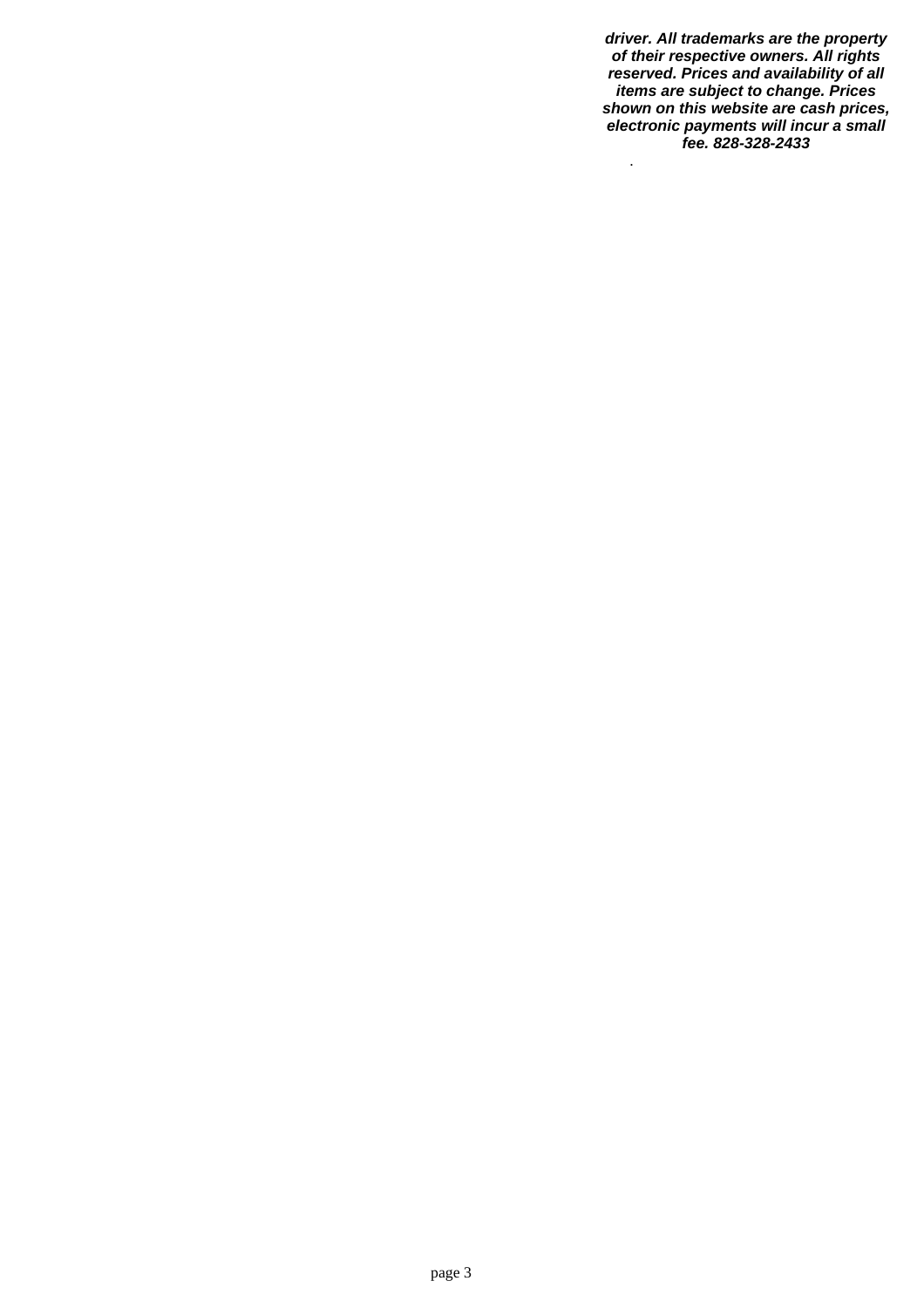***driver. All trademarks are the property of their respective owners. All rights reserved. Prices and availability of all items are subject to change. Prices shown on this website are cash prices, electronic payments will incur a small fee. 828-328-2433***

.